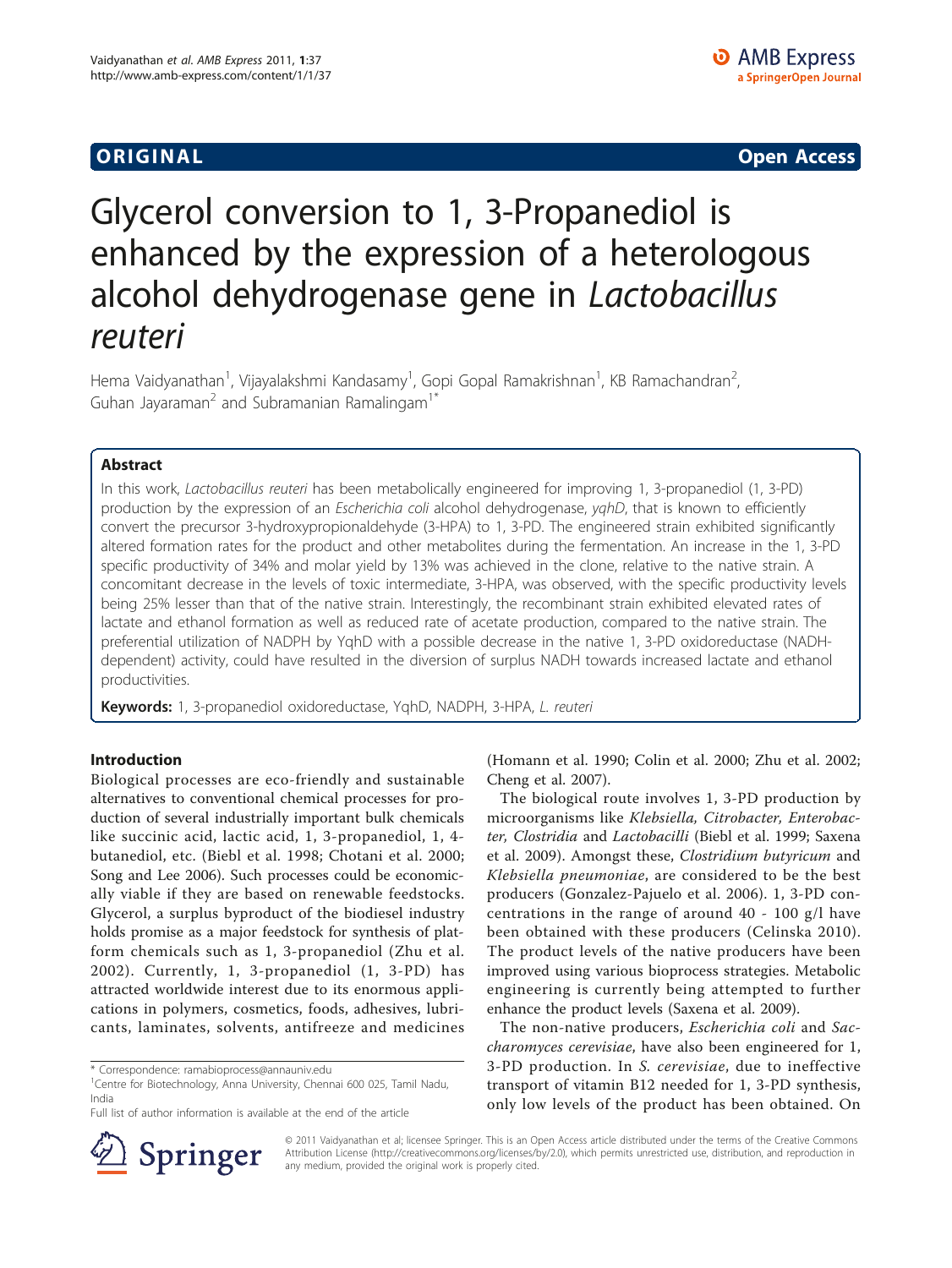ORIGINAL Open Access

# Glycerol conversion to 1, 3-Propanediol is enhanced by the expression of a heterologous alcohol dehydrogenase gene in *Lactobacillus reuteri*

Hema Vaidyanathan[1], Vijayalakshmi Kandasamy[1], Gopi Gopal Ramakrishnan[1], KB Ramachandran[2], Guhan Jayaraman[2] and Subramanian Ramalingam[1*]

## Abstract

In this work, *Lactobacillus reuteri* has been metabolically engineered for improving 1, 3-propanediol (1, 3-PD) production by the expression of an *Escherichia coli* alcohol dehydrogenase, *yqhD*, that is known to efficiently convert the precursor 3-hydroxypropionaldehyde (3-HPA) to 1, 3-PD. The engineered strain exhibited significantly altered formation rates for the product and other metabolites during the fermentation. An increase in the 1, 3-PD specific productivity of 34% and molar yield by 13% was achieved in the clone, relative to the native strain. A concomitant decrease in the levels of toxic intermediate, 3-HPA, was observed, with the specific productivity levels being 25% lesser than that of the native strain. Interestingly, the recombinant strain exhibited elevated rates of lactate and ethanol formation as well as reduced rate of acetate production, compared to the native strain. The preferential utilization of NADPH by YqhD with a possible decrease in the native 1, 3-PD oxidoreductase (NADH-dependent) activity, could have resulted in the diversion of surplus NADH towards increased lactate and ethanol productivities.

**Keywords:** 1, 3-propanediol oxidoreductase, YqhD, NADPH, 3-HPA, *L. reuteri*

## Introduction

Biological processes are eco-friendly and sustainable alternatives to conventional chemical processes for production of several industrially important bulk chemicals like succinic acid, lactic acid, 1, 3-propanediol, 1, 4-butanediol, etc. (Biebl et al. 1998; Chotani et al. 2000; Song and Lee 2006). Such processes could be economically viable if they are based on renewable feedstocks. Glycerol, a surplus byproduct of the biodiesel industry holds promise as a major feedstock for synthesis of platform chemicals such as 1, 3-propanediol (Zhu et al. 2002). Currently, 1, 3-propanediol (1, 3-PD) has attracted worldwide interest due to its enormous applications in polymers, cosmetics, foods, adhesives, lubricants, laminates, solvents, antifreeze and medicines (Homann et al. 1990; Colin et al. 2000; Zhu et al. 2002; Cheng et al. 2007).

The biological route involves 1, 3-PD production by microorganisms like *Klebsiella, Citrobacter, Enterobacter, Clostridia* and *Lactobacilli* (Biebl et al. 1999; Saxena et al. 2009). Amongst these, *Clostridium butyricum* and *Klebsiella pneumoniae*, are considered to be the best producers (Gonzalez-Pajuelo et al. 2006). 1, 3-PD concentrations in the range of around 40 - 100 g/l have been obtained with these producers (Celinska 2010). The product levels of the native producers have been improved using various bioprocess strategies. Metabolic engineering is currently being attempted to further enhance the product levels (Saxena et al. 2009).

The non-native producers, *Escherichia coli* and *Saccharomyces cerevisiae*, have also been engineered for 1, 3-PD production. In *S. cerevisiae*, due to ineffective transport of vitamin B12 needed for 1, 3-PD synthesis, only low levels of the product has been obtained. On

* Correspondence: ramabioprocess@annauniv.edu
[1]Centre for Biotechnology, Anna University, Chennai 600 025, Tamil Nadu, India
Full list of author information is available at the end of the article

© 2011 Vaidyanathan et al; licensee Springer. This is an Open Access article distributed under the terms of the Creative Commons Attribution License (http://creativecommons.org/licenses/by/2.0), which permits unrestricted use, distribution, and reproduction in any medium, provided the original work is properly cited.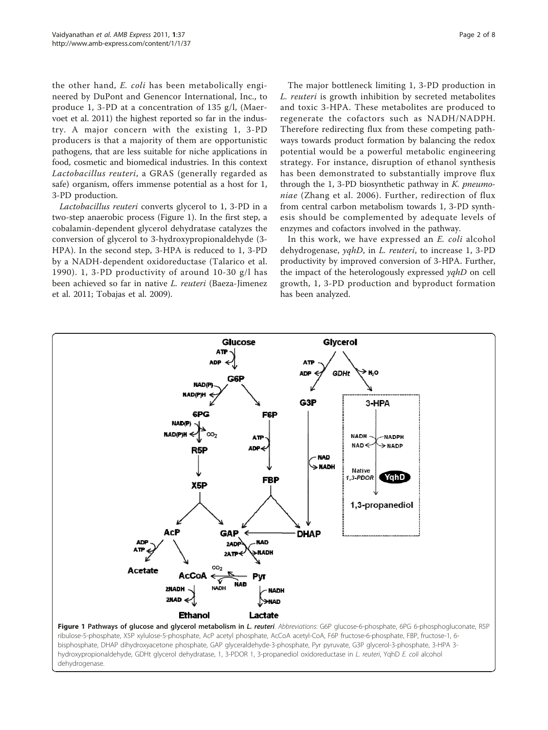the other hand, *E. coli* has been metabolically engineered by DuPont and Genencor International, Inc., to produce 1, 3-PD at a concentration of 135 g/l, (Maervoet et al. 2011) the highest reported so far in the industry. A major concern with the existing 1, 3-PD producers is that a majority of them are opportunistic pathogens, that are less suitable for niche applications in food, cosmetic and biomedical industries. In this context *Lactobacillus reuteri*, a GRAS (generally regarded as safe) organism, offers immense potential as a host for 1, 3-PD production.

*Lactobacillus reuteri* converts glycerol to 1, 3-PD in a two-step anaerobic process (Figure 1). In the first step, a cobalamin-dependent glycerol dehydratase catalyzes the conversion of glycerol to 3-hydroxypropionaldehyde (3-HPA). In the second step, 3-HPA is reduced to 1, 3-PD by a NADH-dependent oxidoreductase (Talarico et al. 1990). 1, 3-PD productivity of around 10-30 g/l has been achieved so far in native *L. reuteri* (Baeza-Jimenez et al. 2011; Tobajas et al. 2009).

The major bottleneck limiting 1, 3-PD production in *L. reuteri* is growth inhibition by secreted metabolites and toxic 3-HPA. These metabolites are produced to regenerate the cofactors such as NADH/NADPH. Therefore redirecting flux from these competing pathways towards product formation by balancing the redox potential would be a powerful metabolic engineering strategy. For instance, disruption of ethanol synthesis has been demonstrated to substantially improve flux through the 1, 3-PD biosynthetic pathway in *K. pneumoniae* (Zhang et al. 2006). Further, redirection of flux from central carbon metabolism towards 1, 3-PD synthesis should be complemented by adequate levels of enzymes and cofactors involved in the pathway.

In this work, we have expressed an *E. coli* alcohol dehydrogenase, *yqhD*, in *L. reuteri*, to increase 1, 3-PD productivity by improved conversion of 3-HPA. Further, the impact of the heterologously expressed *yqhD* on cell growth, 1, 3-PD production and byproduct formation has been analyzed.

**Figure 1 Pathways of glucose and glycerol metabolism in *L. reuteri*.** *Abbreviations*: G6P glucose-6-phosphate, 6PG 6-phosphogluconate, R5P ribulose-5-phosphate, X5P xylulose-5-phosphate, AcP acetyl phosphate, AcCoA acetyl-CoA, F6P fructose-6-phosphate, FBP, fructose-1, 6-bisphosphate, DHAP dihydroxyacetone phosphate, GAP glyceraldehyde-3-phosphate, Pyr pyruvate, G3P glycerol-3-phosphate, 3-HPA 3-hydroxypropionaldehyde, GDHt glycerol dehydratase, 1, 3-PDOR 1, 3-propanediol oxidoreductase in *L. reuteri*, YqhD *E. coli* alcohol dehydrogenase.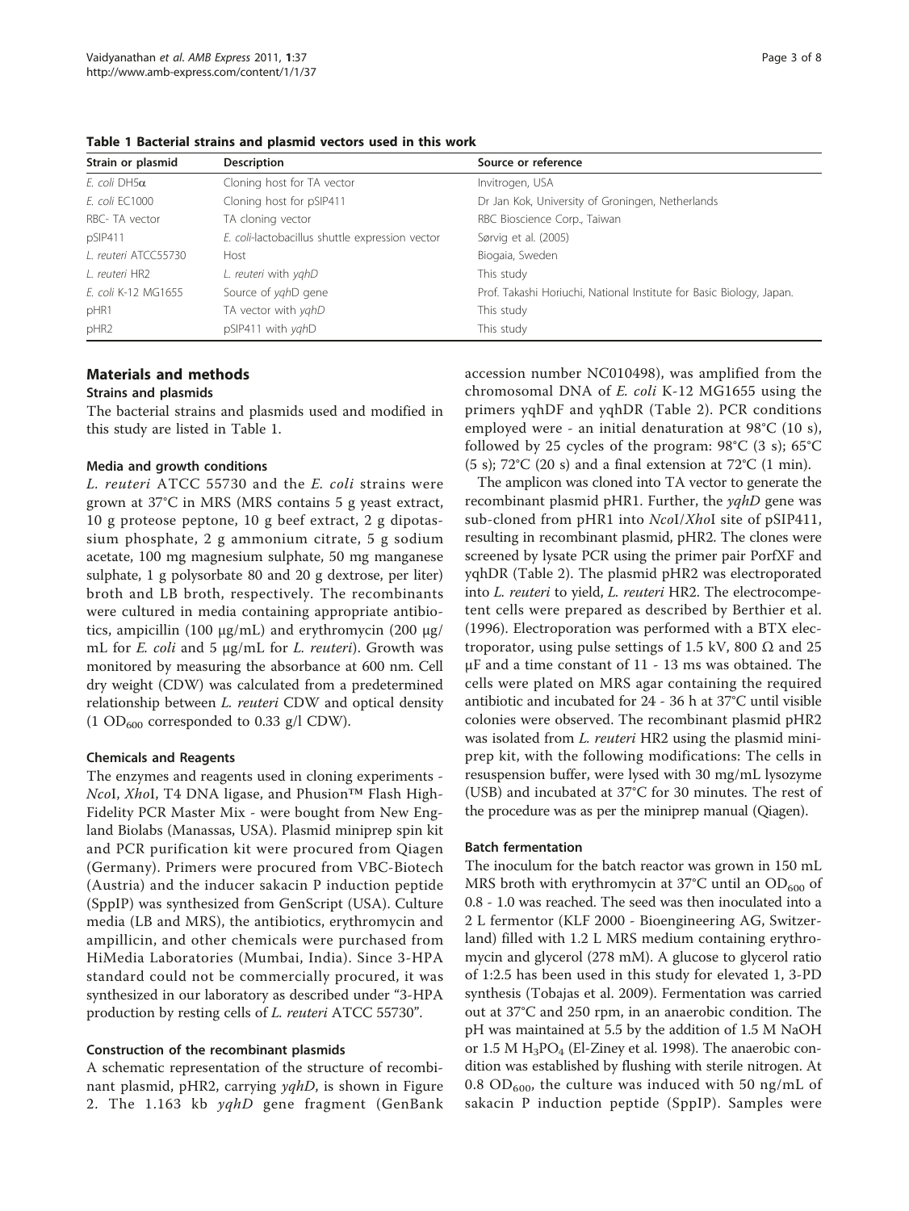**Table 1 Bacterial strains and plasmid vectors used in this work**

| Strain or plasmid | Description | Source or reference |
|---|---|---|
| *E. coli* DH5α | Cloning host for TA vector | Invitrogen, USA |
| *E. coli* EC1000 | Cloning host for pSIP411 | Dr Jan Kok, University of Groningen, Netherlands |
| RBC- TA vector | TA cloning vector | RBC Bioscience Corp., Taiwan |
| pSIP411 | *E. coli*-lactobacillus shuttle expression vector | Sørvig et al. (2005) |
| *L. reuteri* ATCC55730 | Host | Biogaia, Sweden |
| *L. reuteri* HR2 | *L. reuteri* with *yqhD* | This study |
| *E. coli* K-12 MG1655 | Source of *yqhD* gene | Prof. Takashi Horiuchi, National Institute for Basic Biology, Japan. |
| pHR1 | TA vector with *yqhD* | This study |
| pHR2 | pSIP411 with *yqhD* | This study |

## Materials and methods

### Strains and plasmids

The bacterial strains and plasmids used and modified in this study are listed in Table 1.

#### Media and growth conditions

*L. reuteri* ATCC 55730 and the *E. coli* strains were grown at 37°C in MRS (MRS contains 5 g yeast extract, 10 g proteose peptone, 10 g beef extract, 2 g dipotassium phosphate, 2 g ammonium citrate, 5 g sodium acetate, 100 mg magnesium sulphate, 50 mg manganese sulphate, 1 g polysorbate 80 and 20 g dextrose, per liter) broth and LB broth, respectively. The recombinants were cultured in media containing appropriate antibiotics, ampicillin (100 μg/mL) and erythromycin (200 μg/mL for *E. coli* and 5 μg/mL for *L. reuteri*). Growth was monitored by measuring the absorbance at 600 nm. Cell dry weight (CDW) was calculated from a predetermined relationship between *L. reuteri* CDW and optical density (1 $OD_{600}$ corresponded to 0.33 g/l CDW).

#### Chemicals and Reagents

The enzymes and reagents used in cloning experiments - *Nco*I, *Xho*I, T4 DNA ligase, and Phusion™ Flash High-Fidelity PCR Master Mix - were bought from New England Biolabs (Manassas, USA). Plasmid miniprep spin kit and PCR purification kit were procured from Qiagen (Germany). Primers were procured from VBC-Biotech (Austria) and the inducer sakacin P induction peptide (SppIP) was synthesized from GenScript (USA). Culture media (LB and MRS), the antibiotics, erythromycin and ampillicin, and other chemicals were purchased from HiMedia Laboratories (Mumbai, India). Since 3-HPA standard could not be commercially procured, it was synthesized in our laboratory as described under "3-HPA production by resting cells of *L. reuteri* ATCC 55730".

#### Construction of the recombinant plasmids

A schematic representation of the structure of recombinant plasmid, pHR2, carrying *yqhD*, is shown in Figure 2. The 1.163 kb *yqhD* gene fragment (GenBank accession number NC010498), was amplified from the chromosomal DNA of *E. coli* K-12 MG1655 using the primers yqhDF and yqhDR (Table 2). PCR conditions employed were - an initial denaturation at 98°C (10 s), followed by 25 cycles of the program: 98°C (3 s); 65°C (5 s); 72°C (20 s) and a final extension at 72°C (1 min).

The amplicon was cloned into TA vector to generate the recombinant plasmid pHR1. Further, the *yqhD* gene was sub-cloned from pHR1 into *Nco*I/*Xho*I site of pSIP411, resulting in recombinant plasmid, pHR2. The clones were screened by lysate PCR using the primer pair PorfXF and yqhDR (Table 2). The plasmid pHR2 was electroporated into *L. reuteri* to yield, *L. reuteri* HR2. The electrocompetent cells were prepared as described by Berthier et al. (1996). Electroporation was performed with a BTX electroporator, using pulse settings of 1.5 kV, 800 Ω and 25 μF and a time constant of 11 - 13 ms was obtained. The cells were plated on MRS agar containing the required antibiotic and incubated for 24 - 36 h at 37°C until visible colonies were observed. The recombinant plasmid pHR2 was isolated from *L. reuteri* HR2 using the plasmid miniprep kit, with the following modifications: The cells in resuspension buffer, were lysed with 30 mg/mL lysozyme (USB) and incubated at 37°C for 30 minutes. The rest of the procedure was as per the miniprep manual (Qiagen).

#### Batch fermentation

The inoculum for the batch reactor was grown in 150 mL MRS broth with erythromycin at 37°C until an $OD_{600}$ of 0.8 - 1.0 was reached. The seed was then inoculated into a 2 L fermentor (KLF 2000 - Bioengineering AG, Switzerland) filled with 1.2 L MRS medium containing erythromycin and glycerol (278 mM). A glucose to glycerol ratio of 1:2.5 has been used in this study for elevated 1, 3-PD synthesis (Tobajas et al. 2009). Fermentation was carried out at 37°C and 250 rpm, in an anaerobic condition. The pH was maintained at 5.5 by the addition of 1.5 M NaOH or 1.5 M $H_3PO_4$ (El-Ziney et al. 1998). The anaerobic condition was established by flushing with sterile nitrogen. At 0.8 $OD_{600}$, the culture was induced with 50 ng/mL of sakacin P induction peptide (SppIP). Samples were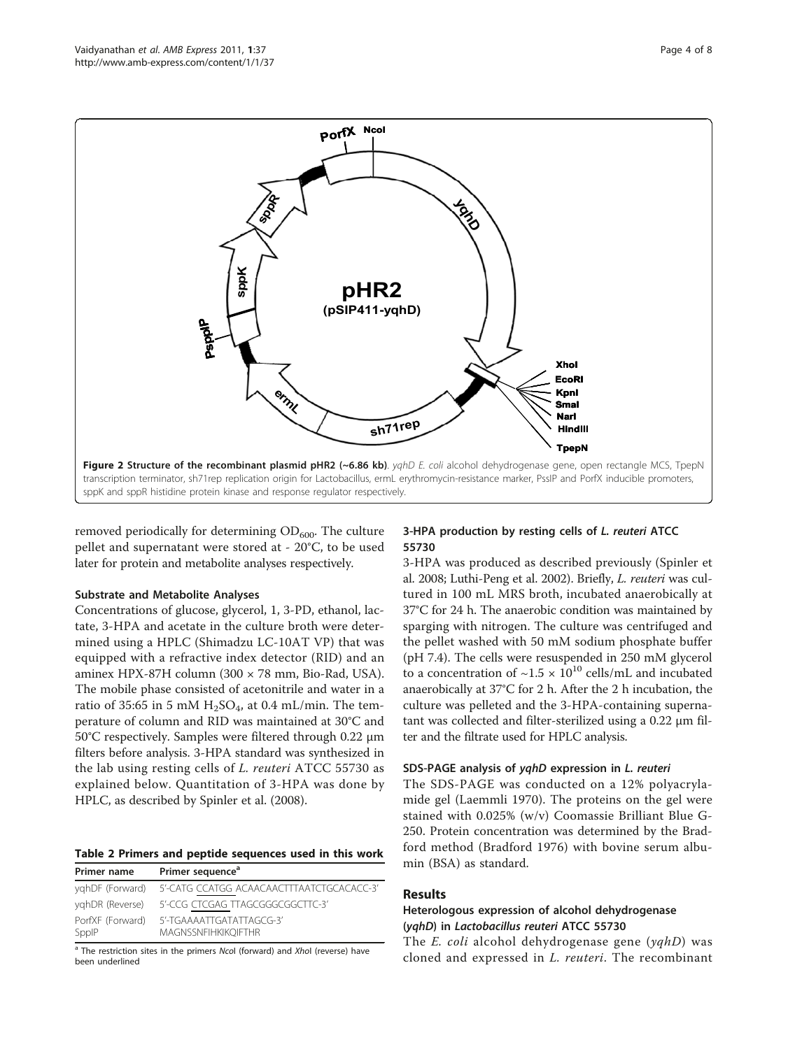Figure 2 Structure of the recombinant plasmid pHR2 (~6.86 kb). *yqhD E. coli* alcohol dehydrogenase gene, open rectangle MCS, TpepN transcription terminator, sh71rep replication origin for Lactobacillus, ermL erythromycin-resistance marker, PssIP and PorfX inducible promoters, sppK and sppR histidine protein kinase and response regulator respectively.

removed periodically for determining $OD_{600}$. The culture pellet and supernatant were stored at - 20°C, to be used later for protein and metabolite analyses respectively.

### Substrate and Metabolite Analyses

Concentrations of glucose, glycerol, 1, 3-PD, ethanol, lactate, 3-HPA and acetate in the culture broth were determined using a HPLC (Shimadzu LC-10AT VP) that was equipped with a refractive index detector (RID) and an aminex HPX-87H column (300 × 78 mm, Bio-Rad, USA). The mobile phase consisted of acetonitrile and water in a ratio of 35:65 in 5 mM $H_2SO_4$, at 0.4 mL/min. The temperature of column and RID was maintained at 30°C and 50°C respectively. Samples were filtered through 0.22 μm filters before analysis. 3-HPA standard was synthesized in the lab using resting cells of *L. reuteri* ATCC 55730 as explained below. Quantitation of 3-HPA was done by HPLC, as described by Spinler et al. (2008).

**Table 2 Primers and peptide sequences used in this work**

| Primer name | Primer sequence[a] |
|---|---|
| yqhDF (Forward) | 5'-CATG CCATGG ACAACAACTTTAATCTGCACACC-3' |
| yqhDR (Reverse) | 5'-CCG CTCGAG TTAGCGGGCGGCTTC-3' |
| PorfXF (Forward) | 5'-TGAAAATTGATATTAGCG-3' |
| SppIP | MAGNSSNFIHKIKQIFTHR |

[a] The restriction sites in the primers *Nco*I (forward) and *Xho*I (reverse) have been underlined

### 3-HPA production by resting cells of *L. reuteri* ATCC 55730

3-HPA was produced as described previously (Spinler et al. 2008; Luthi-Peng et al. 2002). Briefly, *L. reuteri* was cultured in 100 mL MRS broth, incubated anaerobically at 37°C for 24 h. The anaerobic condition was maintained by sparging with nitrogen. The culture was centrifuged and the pellet washed with 50 mM sodium phosphate buffer (pH 7.4). The cells were resuspended in 250 mM glycerol to a concentration of ~$1.5 \times 10^{10}$ cells/mL and incubated anaerobically at 37°C for 2 h. After the 2 h incubation, the culture was pelleted and the 3-HPA-containing supernatant was collected and filter-sterilized using a 0.22 μm filter and the filtrate used for HPLC analysis.

### SDS-PAGE analysis of *yqhD* expression in *L. reuteri*

The SDS-PAGE was conducted on a 12% polyacrylamide gel (Laemmli 1970). The proteins on the gel were stained with 0.025% (w/v) Coomassie Brilliant Blue G-250. Protein concentration was determined by the Bradford method (Bradford 1976) with bovine serum albumin (BSA) as standard.

## Results

### Heterologous expression of alcohol dehydrogenase (*yqhD*) in *Lactobacillus reuteri* ATCC 55730

The *E. coli* alcohol dehydrogenase gene (*yqhD*) was cloned and expressed in *L. reuteri*. The recombinant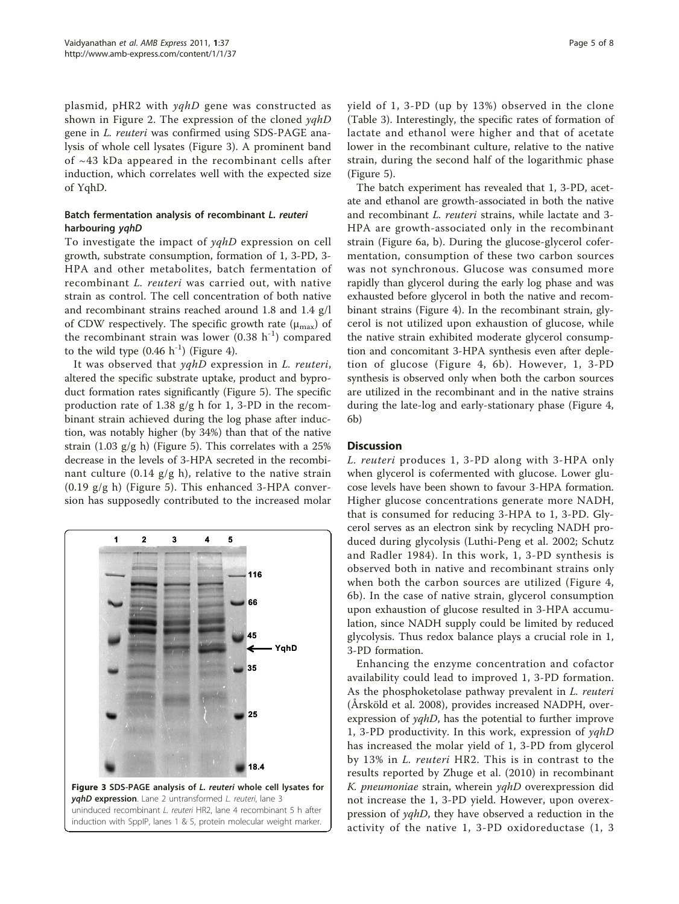plasmid, pHR2 with *yqhD* gene was constructed as shown in Figure 2. The expression of the cloned *yqhD* gene in *L. reuteri* was confirmed using SDS-PAGE analysis of whole cell lysates (Figure 3). A prominent band of ~43 kDa appeared in the recombinant cells after induction, which correlates well with the expected size of YqhD.

### Batch fermentation analysis of recombinant *L. reuteri* harbouring *yqhD*

To investigate the impact of *yqhD* expression on cell growth, substrate consumption, formation of 1, 3-PD, 3-HPA and other metabolites, batch fermentation of recombinant *L. reuteri* was carried out, with native strain as control. The cell concentration of both native and recombinant strains reached around 1.8 and 1.4 g/l of CDW respectively. The specific growth rate ($\mu_{max}$) of the recombinant strain was lower (0.38 $h^{-1}$) compared to the wild type (0.46 $h^{-1}$) (Figure 4).

It was observed that *yqhD* expression in *L. reuteri*, altered the specific substrate uptake, product and byproduct formation rates significantly (Figure 5). The specific production rate of 1.38 g/g h for 1, 3-PD in the recombinant strain achieved during the log phase after induction, was notably higher (by 34%) than that of the native strain (1.03 g/g h) (Figure 5). This correlates with a 25% decrease in the levels of 3-HPA secreted in the recombinant culture (0.14 g/g h), relative to the native strain (0.19 g/g h) (Figure 5). This enhanced 3-HPA conversion has supposedly contributed to the increased molar yield of 1, 3-PD (up by 13%) observed in the clone (Table 3). Interestingly, the specific rates of formation of lactate and ethanol were higher and that of acetate lower in the recombinant culture, relative to the native strain, during the second half of the logarithmic phase (Figure 5).

The batch experiment has revealed that 1, 3-PD, acetate and ethanol are growth-associated in both the native and recombinant *L. reuteri* strains, while lactate and 3-HPA are growth-associated only in the recombinant strain (Figure 6a, b). During the glucose-glycerol cofermentation, consumption of these two carbon sources was not synchronous. Glucose was consumed more rapidly than glycerol during the early log phase and was exhausted before glycerol in both the native and recombinant strains (Figure 4). In the recombinant strain, glycerol is not utilized upon exhaustion of glucose, while the native strain exhibited moderate glycerol consumption and concomitant 3-HPA synthesis even after depletion of glucose (Figure 4, 6b). However, 1, 3-PD synthesis is observed only when both the carbon sources are utilized in the recombinant and in the native strains during the late-log and early-stationary phase (Figure 4, 6b)

**Figure 3 SDS-PAGE analysis of *L. reuteri* whole cell lysates for *yqhD* expression**. Lane 2 untransformed *L. reuteri*, lane 3 uninduced recombinant *L. reuteri* HR2, lane 4 recombinant 5 h after induction with SppIP, lanes 1 & 5, protein molecular weight marker.

## Discussion

*L. reuteri* produces 1, 3-PD along with 3-HPA only when glycerol is cofermented with glucose. Lower glucose levels have been shown to favour 3-HPA formation. Higher glucose concentrations generate more NADH, that is consumed for reducing 3-HPA to 1, 3-PD. Glycerol serves as an electron sink by recycling NADH produced during glycolysis (Luthi-Peng et al. 2002; Schutz and Radler 1984). In this work, 1, 3-PD synthesis is observed both in native and recombinant strains only when both the carbon sources are utilized (Figure 4, 6b). In the case of native strain, glycerol consumption upon exhaustion of glucose resulted in 3-HPA accumulation, since NADH supply could be limited by reduced glycolysis. Thus redox balance plays a crucial role in 1, 3-PD formation.

Enhancing the enzyme concentration and cofactor availability could lead to improved 1, 3-PD formation. As the phosphoketolase pathway prevalent in *L. reuteri* (Årsköld et al. 2008), provides increased NADPH, overexpression of *yqhD*, has the potential to further improve 1, 3-PD productivity. In this work, expression of *yqhD* has increased the molar yield of 1, 3-PD from glycerol by 13% in *L. reuteri* HR2. This is in contrast to the results reported by Zhuge et al. (2010) in recombinant *K. pneumoniae* strain, wherein *yqhD* overexpression did not increase the 1, 3-PD yield. However, upon overexpression of *yqhD*, they have observed a reduction in the activity of the native 1, 3-PD oxidoreductase (1, 3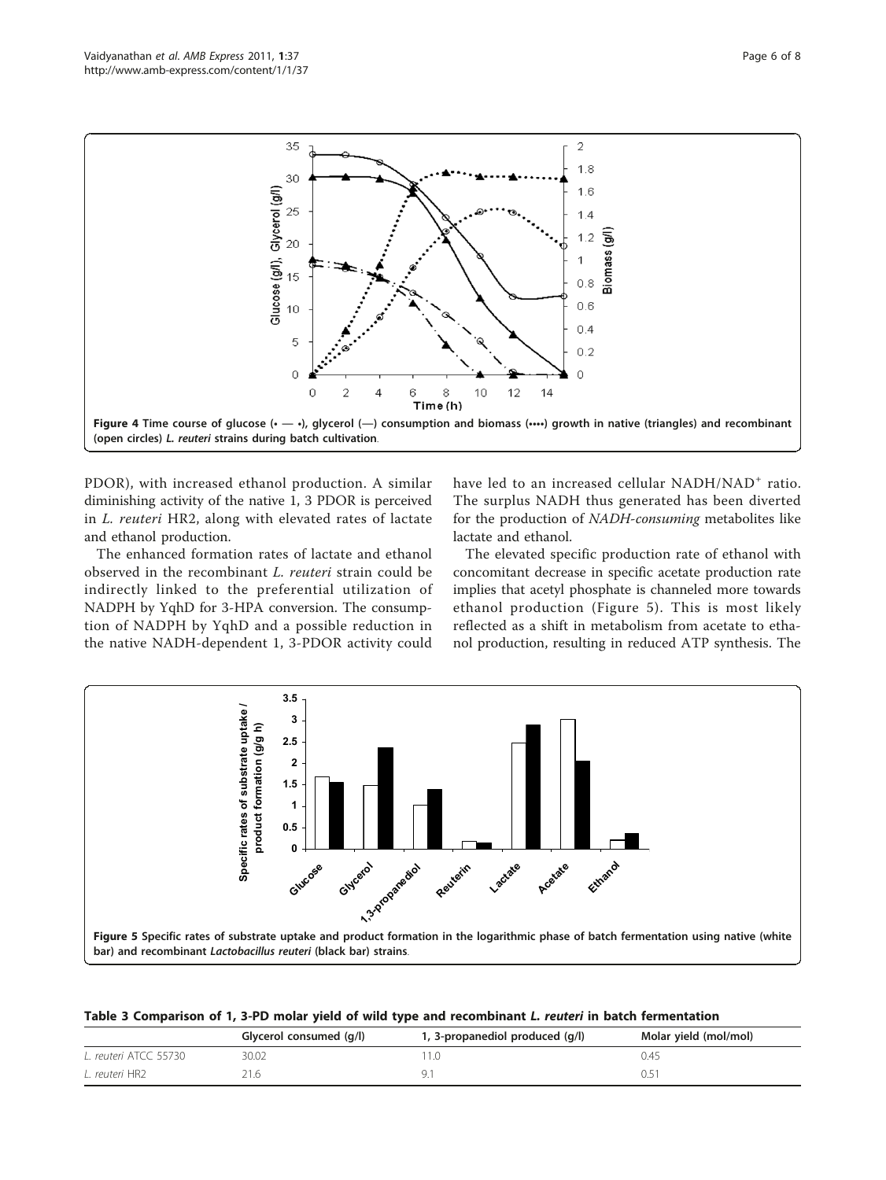Figure 4 Time course of glucose (• — •), glycerol (—) consumption and biomass (••••) growth in native (triangles) and recombinant (open circles) *L. reuteri* strains during batch cultivation.

PDOR), with increased ethanol production. A similar diminishing activity of the native 1, 3 PDOR is perceived in *L. reuteri* HR2, along with elevated rates of lactate and ethanol production.

The enhanced formation rates of lactate and ethanol observed in the recombinant *L. reuteri* strain could be indirectly linked to the preferential utilization of NADPH by YqhD for 3-HPA conversion. The consumption of NADPH by YqhD and a possible reduction in the native NADH-dependent 1, 3-PDOR activity could have led to an increased cellular NADH/$NAD^+$ ratio. The surplus NADH thus generated has been diverted for the production of *NADH-consuming* metabolites like lactate and ethanol.

The elevated specific production rate of ethanol with concomitant decrease in specific acetate production rate implies that acetyl phosphate is channeled more towards ethanol production (Figure 5). This is most likely reflected as a shift in metabolism from acetate to ethanol production, resulting in reduced ATP synthesis. The

Figure 5 Specific rates of substrate uptake and product formation in the logarithmic phase of batch fermentation using native (white bar) and recombinant *Lactobacillus reuteri* (black bar) strains.

**Table 3 Comparison of 1, 3-PD molar yield of wild type and recombinant *L. reuteri* in batch fermentation**

| | Glycerol consumed (g/l) | 1, 3-propanediol produced (g/l) | Molar yield (mol/mol) |
|---|---|---|---|
| *L. reuteri* ATCC 55730 | 30.02 | 11.0 | 0.45 |
| *L. reuteri* HR2 | 21.6 | 9.1 | 0.51 |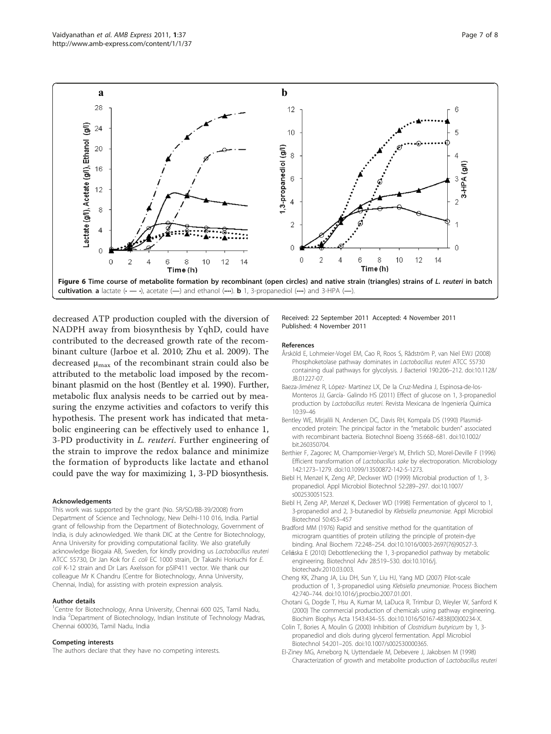**Figure 6 Time course of metabolite formation by recombinant (open circles) and native strain (triangles) strains of *L. reuteri* in batch cultivation**. **a** lactate (· — ·), acetate (—) and ethanol (····). **b** 1, 3-propanediol (····) and 3-HPA (—).

decreased ATP production coupled with the diversion of NADPH away from biosynthesis by YqhD, could have contributed to the decreased growth rate of the recombinant culture (Jarboe et al. 2010; Zhu et al. 2009). The decreased $\mu_{max}$ of the recombinant strain could also be attributed to the metabolic load imposed by the recombinant plasmid on the host (Bentley et al. 1990). Further, metabolic flux analysis needs to be carried out by measuring the enzyme activities and cofactors to verify this hypothesis. The present work has indicated that metabolic engineering can be effectively used to enhance 1, 3-PD productivity in *L. reuteri*. Further engineering of the strain to improve the redox balance and minimize the formation of byproducts like lactate and ethanol could pave the way for maximizing 1, 3-PD biosynthesis.

#### Acknowledgements

This work was supported by the grant (No. SR/SO/BB-39/2008) from Department of Science and Technology, New Delhi-110 016, India. Partial grant of fellowship from the Department of Biotechnology, Government of India, is duly acknowledged. We thank DIC at the Centre for Biotechnology, Anna University for providing computational facility. We also gratefully acknowledge Biogaia AB, Sweden, for kindly providing us *Lactobacillus reuteri* ATCC 55730, Dr Jan Kok for *E. coli* EC 1000 strain, Dr Takashi Horiuchi for *E. coli* K-12 strain and Dr Lars Axelsson for pSIP411 vector. We thank our colleague Mr K Chandru (Centre for Biotechnology, Anna University, Chennai, India), for assisting with protein expression analysis.

#### Author details

[1]Centre for Biotechnology, Anna University, Chennai 600 025, Tamil Nadu, India [2]Department of Biotechnology, Indian Institute of Technology Madras, Chennai 600036, Tamil Nadu, India

#### Competing interests

The authors declare that they have no competing interests.

Received: 22 September 2011 Accepted: 4 November 2011
Published: 4 November 2011

#### References

Årsköld E, Lohmeier-Vogel EM, Cao R, Roos S, Rådström P, van Niel EWJ (2008) Phosphoketolase pathway dominates in *Lactobacillus reuteri* ATCC 55730 containing dual pathways for glycolysis. J Bacteriol 190:206–212. doi:10.1128/JB.01227-07.

Baeza-Jiménez R, López- Martinez LX, De la Cruz-Medina J, Espinosa-de-los-Monteros JJ, García- Galindo HS (2011) Effect of glucose on 1, 3-propanediol production by *Lactobacillus reuteri*. Revista Mexicana de Ingeniería Química 10:39–46

Bentley WE, Mirjalili N, Andersen DC, Davis RH, Kompala DS (1990) Plasmid-encoded protein: The principal factor in the "metabolic burden" associated with recombinant bacteria. Biotechnol Bioeng 35:668–681. doi:10.1002/bit.260350704.

Berthier F, Zagorec M, Champomier-Verge's M, Ehrlich SD, Morel-Deville F (1996) Efficient transformation of *Lactobacillus sake* by electroporation. Microbiology 142:1273–1279. doi:10.1099/13500872-142-5-1273.

Biebl H, Menzel K, Zeng AP, Deckwer WD (1999) Microbial production of 1, 3-propanediol. Appl Microbiol Biotechnol 52:289–297. doi:10.1007/s002530051523.

Biebl H, Zeng AP, Menzel K, Deckwer WD (1998) Fermentation of glycerol to 1, 3-propanediol and 2, 3-butanediol by *Klebsiella pneumoniae*. Appl Microbiol Biotechnol 50:453–457

Bradford MM (1976) Rapid and sensitive method for the quantitation of microgram quantities of protein utilizing the principle of protein-dye binding. Anal Biochem 72:248–254. doi:10.1016/0003-2697(76)90527-3.

Celińska E (2010) Debottlenecking the 1, 3-propanediol pathway by metabolic engineering. Biotechnol Adv 28:519–530. doi:10.1016/j.biotechadv.2010.03.003.

Cheng KK, Zhang JA, Liu DH, Sun Y, Liu HJ, Yang MD (2007) Pilot-scale production of 1, 3-propanediol using *Klebsiella pneumoniae*. Process Biochem 42:740–744. doi:10.1016/j.procbio.2007.01.001.

Chotani G, Dogde T, Hsu A, Kumar M, LaDuca R, Trimbur D, Weyler W, Sanford K (2000) The commercial production of chemicals using pathway engineering. Biochim Biophys Acta 1543:434–55. doi:10.1016/S0167-4838(00)00234-X.

Colin T, Bories A, Moulin G (2000) Inhibition of *Clostridium butyricum* by 1, 3-propanediol and diols during glycerol fermentation. Appl Microbiol Biotechnol 54:201–205. doi:10.1007/s002530000365.

El-Ziney MG, Arneborg N, Uyttendaele M, Debevere J, Jakobsen M (1998) Characterization of growth and metabolite production of *Lactobacillus reuteri*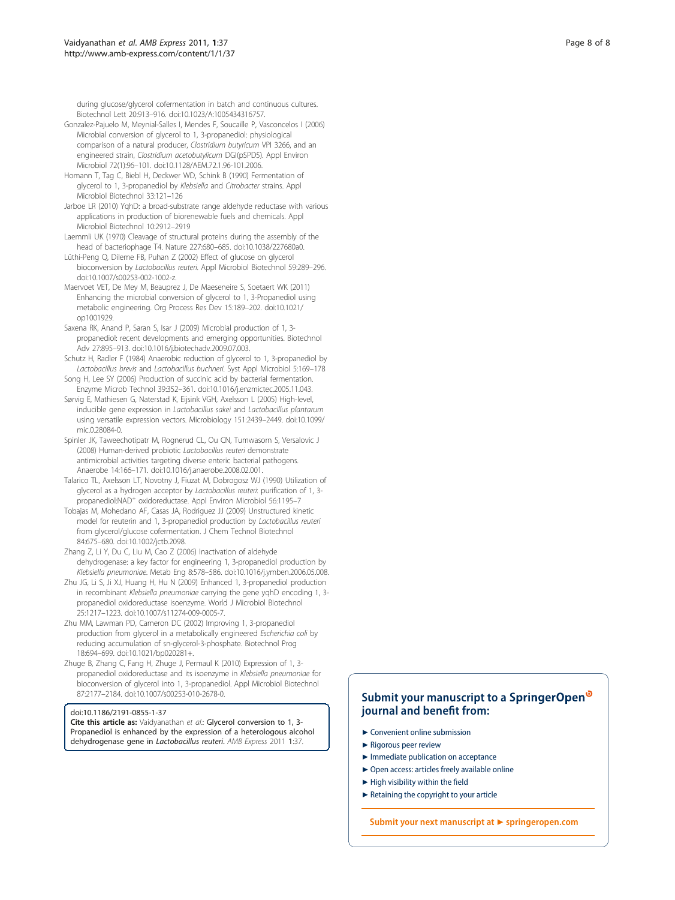during glucose/glycerol cofermentation in batch and continuous cultures. Biotechnol Lett 20:913–916. doi:10.1023/A:1005434316757.

Gonzalez-Pajuelo M, Meynial-Salles I, Mendes F, Soucaille P, Vasconcelos I (2006) Microbial conversion of glycerol to 1, 3-propanediol: physiological comparison of a natural producer, *Clostridium butyricum* VPI 3266, and an engineered strain, *Clostridium acetobutylicum* DG1(pSPD5). Appl Environ Microbiol 72(1):96–101. doi:10.1128/AEM.72.1.96-101.2006.

Homann T, Tag C, Biebl H, Deckwer WD, Schink B (1990) Fermentation of glycerol to 1, 3-propanediol by *Klebsiella* and *Citrobacter* strains. Appl Microbiol Biotechnol 33:121–126

Jarboe LR (2010) YqhD: a broad-substrate range aldehyde reductase with various applications in production of biorenewable fuels and chemicals. Appl Microbiol Biotechnol 10:2912–2919

Laemmli UK (1970) Cleavage of structural proteins during the assembly of the head of bacteriophage T4. Nature 227:680–685. doi:10.1038/227680a0.

Lüthi-Peng Q, Dileme FB, Puhan Z (2002) Effect of glucose on glycerol bioconversion by *Lactobacillus reuteri*. Appl Microbiol Biotechnol 59:289–296. doi:10.1007/s00253-002-1002-z.

Maervoet VET, De Mey M, Beauprez J, De Maeseneire S, Soetaert WK (2011) Enhancing the microbial conversion of glycerol to 1, 3-Propanediol using metabolic engineering. Org Process Res Dev 15:189–202. doi:10.1021/op1001929.

Saxena RK, Anand P, Saran S, Isar J (2009) Microbial production of 1, 3-propanediol: recent developments and emerging opportunities. Biotechnol Adv 27:895–913. doi:10.1016/j.biotechadv.2009.07.003.

Schutz H, Radler F (1984) Anaerobic reduction of glycerol to 1, 3-propanediol by *Lactobacillus brevis* and *Lactobacillus buchneri*. Syst Appl Microbiol 5:169–178

Song H, Lee SY (2006) Production of succinic acid by bacterial fermentation. Enzyme Microb Technol 39:352–361. doi:10.1016/j.enzmictec.2005.11.043.

Sørvig E, Mathiesen G, Naterstad K, Eijsink VGH, Axelsson L (2005) High-level, inducible gene expression in *Lactobacillus sakei* and *Lactobacillus plantarum* using versatile expression vectors. Microbiology 151:2439–2449. doi:10.1099/mic.0.28084-0.

Spinler JK, Taweechotipatr M, Rognerud CL, Ou CN, Tumwasorn S, Versalovic J (2008) Human-derived probiotic *Lactobacillus reuteri* demonstrate antimicrobial activities targeting diverse enteric bacterial pathogens. Anaerobe 14:166–171. doi:10.1016/j.anaerobe.2008.02.001.

Talarico TL, Axelsson LT, Novotny J, Fiuzat M, Dobrogosz WJ (1990) Utilization of glycerol as a hydrogen acceptor by *Lactobacillus reuteri*: purification of 1, 3-propanediol:$NAD^+$ oxidoreductase. Appl Environ Microbiol 56:1195–7

Tobajas M, Mohedano AF, Casas JA, Rodriguez JJ (2009) Unstructured kinetic model for reuterin and 1, 3-propanediol production by *Lactobacillus reuteri* from glycerol/glucose cofermentation. J Chem Technol Biotechnol 84:675–680. doi:10.1002/jctb.2098.

Zhang Z, Li Y, Du C, Liu M, Cao Z (2006) Inactivation of aldehyde dehydrogenase: a key factor for engineering 1, 3-propanediol production by *Klebsiella pneumoniae*. Metab Eng 8:578–586. doi:10.1016/j.ymben.2006.05.008.

Zhu JG, Li S, Ji XJ, Huang H, Hu N (2009) Enhanced 1, 3-propanediol production in recombinant *Klebsiella pneumoniae* carrying the gene yqhD encoding 1, 3-propanediol oxidoreductase isoenzyme. World J Microbiol Biotechnol 25:1217–1223. doi:10.1007/s11274-009-0005-7.

Zhu MM, Lawman PD, Cameron DC (2002) Improving 1, 3-propanediol production from glycerol in a metabolically engineered *Escherichia coli* by reducing accumulation of sn-glycerol-3-phosphate. Biotechnol Prog 18:694–699. doi:10.1021/bp020281+.

Zhuge B, Zhang C, Fang H, Zhuge J, Permaul K (2010) Expression of 1, 3-propanediol oxidoreductase and its isoenzyme in *Klebsiella pneumoniae* for bioconversion of glycerol into 1, 3-propanediol. Appl Microbiol Biotechnol 87:2177–2184. doi:10.1007/s00253-010-2678-0.

doi:10.1186/2191-0855-1-37
**Cite this article as:** Vaidyanathan *et al.*: **Glycerol conversion to 1, 3-Propanediol is enhanced by the expression of a heterologous alcohol dehydrogenase gene in *Lactobacillus reuteri*.** *AMB Express* 2011 **1**:37.

**Submit your manuscript to a SpringerOpen journal and benefit from:**

- ► Convenient online submission
- ► Rigorous peer review
- ► Immediate publication on acceptance
- ► Open access: articles freely available online
- ► High visibility within the field
- ► Retaining the copyright to your article

**Submit your next manuscript at ► springeropen.com**